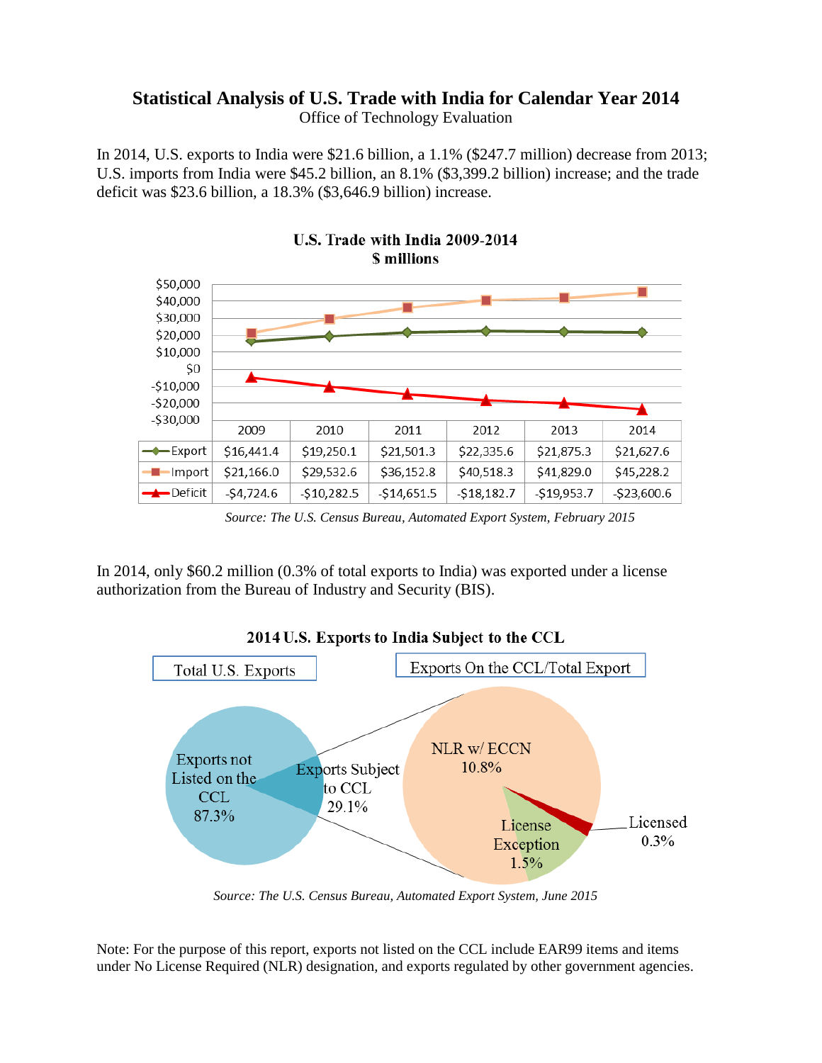# Statistical Analysis of U.S. Trade with India for Calendar Year 2014

Office of Technology Evaluation

In 2014, U.S. exports to India were $21.6 billion, a 1.1% ($247.7 million) decrease from 2013; U.S. imports from India were $45.2 billion, an 8.1% ($3,399.2 billion) increase; and the trade deficit was $23.6 billion, a 18.3% ($3,646.9 billion) increase.

**U.S. Trade with India 2009-2014**
**$ millions**

| | 2009 | 2010 | 2011 | 2012 | 2013 | 2014 |
|---|---|---|---|---|---|---|
| Export | $16,441.4 | $19,250.1 | $21,501.3 | $22,335.6 | $21,875.3 | $21,627.6 |
| Import | $21,166.0 | $29,532.6 | $36,152.8 | $40,518.3 | $41,829.0 | $45,228.2 |
| Deficit | -$4,724.6 | -$10,282.5 | -$14,651.5 | -$18,182.7 | -$19,953.7 | -$23,600.6 |

*Source: The U.S. Census Bureau, Automated Export System, February 2015*

In 2014, only $60.2 million (0.3% of total exports to India) was exported under a license authorization from the Bureau of Industry and Security (BIS).

**2014 U.S. Exports to India Subject to the CCL**

Total U.S. Exports: Exports not Listed on the CCL 87.3%; Exports Subject to CCL 29.1%

Exports On the CCL/Total Export: NLR w/ ECCN 10.8%; License Exception 1.5%; Licensed 0.3%

*Source: The U.S. Census Bureau, Automated Export System, June 2015*

Note: For the purpose of this report, exports not listed on the CCL include EAR99 items and items under No License Required (NLR) designation, and exports regulated by other government agencies.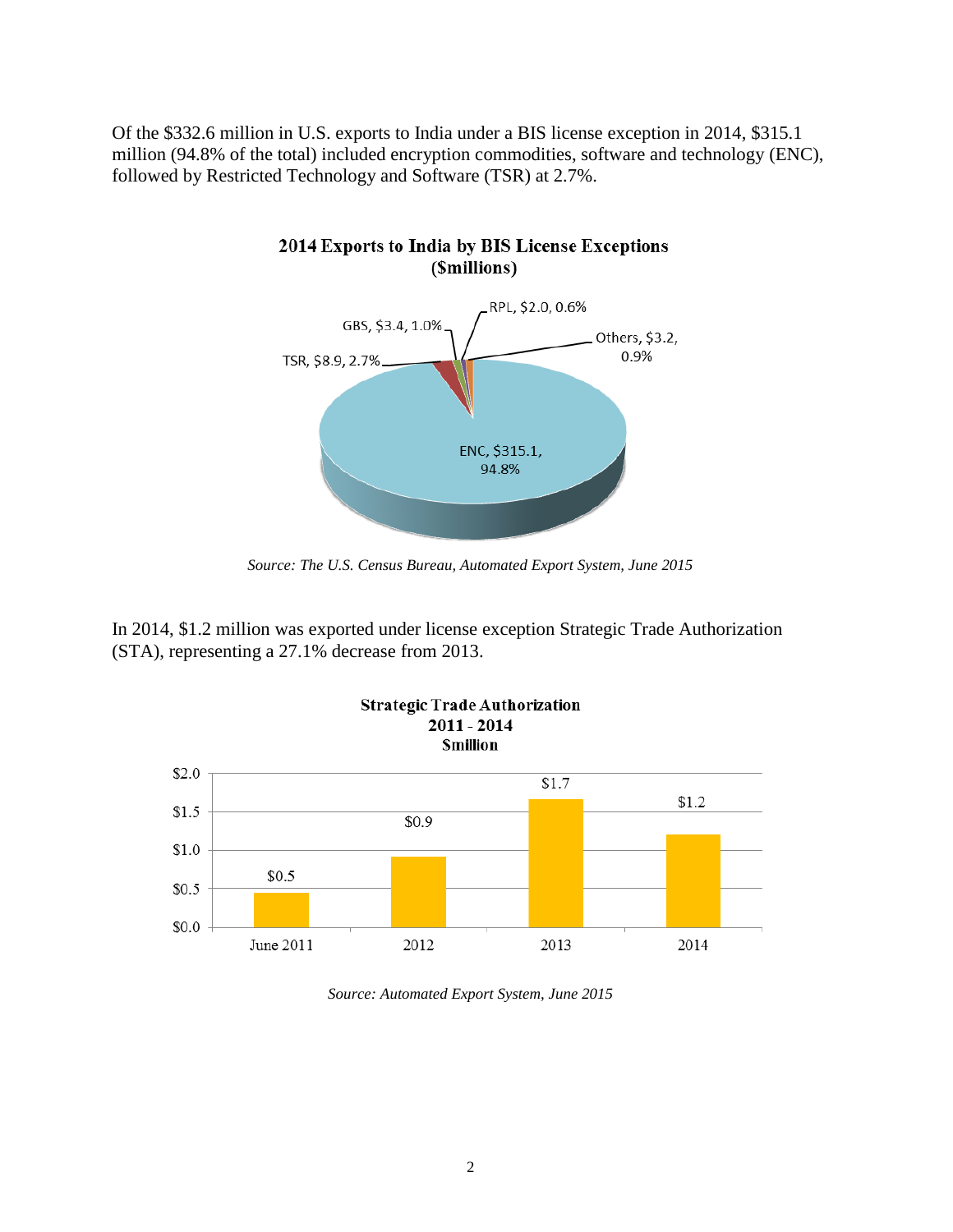Of the $332.6 million in U.S. exports to India under a BIS license exception in 2014, $315.1 million (94.8% of the total) included encryption commodities, software and technology (ENC), followed by Restricted Technology and Software (TSR) at 2.7%.

**2014 Exports to India by BIS License Exceptions ($millions)**

| License Exception | Value ($millions) | Share |
|---|---|---|
| ENC | $315.1 | 94.8% |
| TSR | $8.9 | 2.7% |
| GBS | $3.4 | 1.0% |
| RPL | $2.0 | 0.6% |
| Others | $3.2 | 0.9% |

*Source: The U.S. Census Bureau, Automated Export System, June 2015*

In 2014, $1.2 million was exported under license exception Strategic Trade Authorization (STA), representing a 27.1% decrease from 2013.

**Strategic Trade Authorization 2011 - 2014 $million**

| Year | Value |
|---|---|
| June 2011 | $0.5 |
| 2012 | $0.9 |
| 2013 | $1.7 |
| 2014 | $1.2 |

*Source: Automated Export System, June 2015*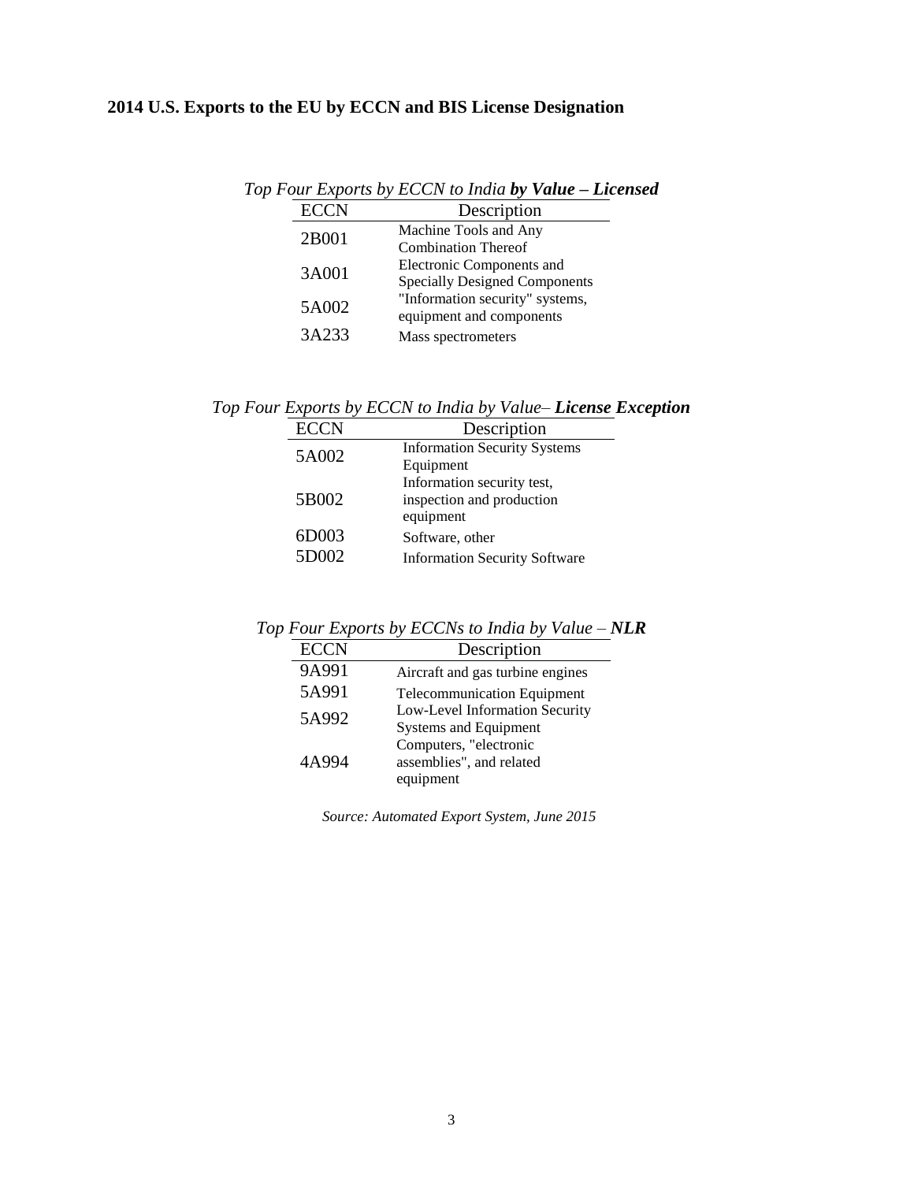## 2014 U.S. Exports to the EU by ECCN and BIS License Designation

*Top Four Exports by ECCN to India **by Value – Licensed***

| ECCN | Description |
|---|---|
| 2B001 | Machine Tools and Any Combination Thereof |
| 3A001 | Electronic Components and Specially Designed Components |
| 5A002 | "Information security" systems, equipment and components |
| 3A233 | Mass spectrometers |

*Top Four Exports by ECCN to India by Value– **License Exception***

| ECCN | Description |
|---|---|
| 5A002 | Information Security Systems Equipment |
| 5B002 | Information security test, inspection and production equipment |
| 6D003 | Software, other |
| 5D002 | Information Security Software |

*Top Four Exports by ECCNs to India by Value – **NLR***

| ECCN | Description |
|---|---|
| 9A991 | Aircraft and gas turbine engines |
| 5A991 | Telecommunication Equipment |
| 5A992 | Low-Level Information Security Systems and Equipment |
| 4A994 | Computers, "electronic assemblies", and related equipment |

*Source: Automated Export System, June 2015*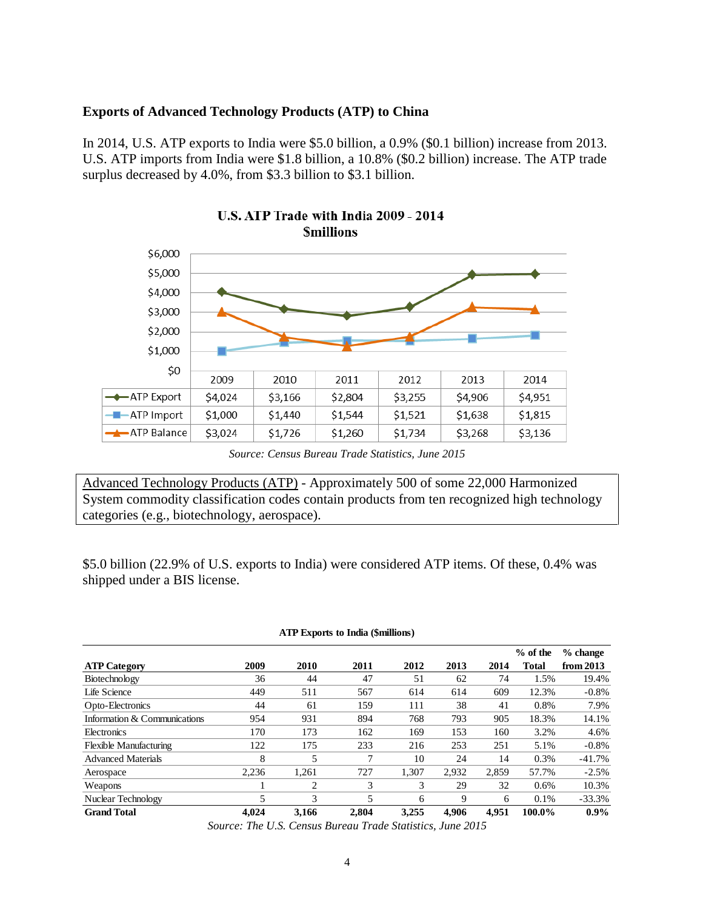### Exports of Advanced Technology Products (ATP) to China

In 2014, U.S. ATP exports to India were $5.0 billion, a 0.9% ($0.1 billion) increase from 2013. U.S. ATP imports from India were $1.8 billion, a 10.8% ($0.2 billion) increase. The ATP trade surplus decreased by 4.0%, from $3.3 billion to $3.1 billion.

**U.S. ATP Trade with India 2009 - 2014**
**$millions**

| | 2009 | 2010 | 2011 | 2012 | 2013 | 2014 |
|---|---|---|---|---|---|---|
| ATP Export | $4,024 | $3,166 | $2,804 | $3,255 | $4,906 | $4,951 |
| ATP Import | $1,000 | $1,440 | $1,544 | $1,521 | $1,638 | $1,815 |
| ATP Balance | $3,024 | $1,726 | $1,260 | $1,734 | $3,268 | $3,136 |

*Source: Census Bureau Trade Statistics, June 2015*

Advanced Technology Products (ATP) - Approximately 500 of some 22,000 Harmonized System commodity classification codes contain products from ten recognized high technology categories (e.g., biotechnology, aerospace).

$5.0 billion (22.9% of U.S. exports to India) were considered ATP items. Of these, 0.4% was shipped under a BIS license.

**ATP Exports to India ($millions)**

| ATP Category | 2009 | 2010 | 2011 | 2012 | 2013 | 2014 | % of the Total | % change from 2013 |
|---|---|---|---|---|---|---|---|---|
| Biotechnology | 36 | 44 | 47 | 51 | 62 | 74 | 1.5% | 19.4% |
| Life Science | 449 | 511 | 567 | 614 | 614 | 609 | 12.3% | -0.8% |
| Opto-Electronics | 44 | 61 | 159 | 111 | 38 | 41 | 0.8% | 7.9% |
| Information & Communications | 954 | 931 | 894 | 768 | 793 | 905 | 18.3% | 14.1% |
| Electronics | 170 | 173 | 162 | 169 | 153 | 160 | 3.2% | 4.6% |
| Flexible Manufacturing | 122 | 175 | 233 | 216 | 253 | 251 | 5.1% | -0.8% |
| Advanced Materials | 8 | 5 | 7 | 10 | 24 | 14 | 0.3% | -41.7% |
| Aerospace | 2,236 | 1,261 | 727 | 1,307 | 2,932 | 2,859 | 57.7% | -2.5% |
| Weapons | 1 | 2 | 3 | 3 | 29 | 32 | 0.6% | 10.3% |
| Nuclear Technology | 5 | 3 | 5 | 6 | 9 | 6 | 0.1% | -33.3% |
| **Grand Total** | **4,024** | **3,166** | **2,804** | **3,255** | **4,906** | **4,951** | **100.0%** | **0.9%** |

*Source: The U.S. Census Bureau Trade Statistics, June 2015*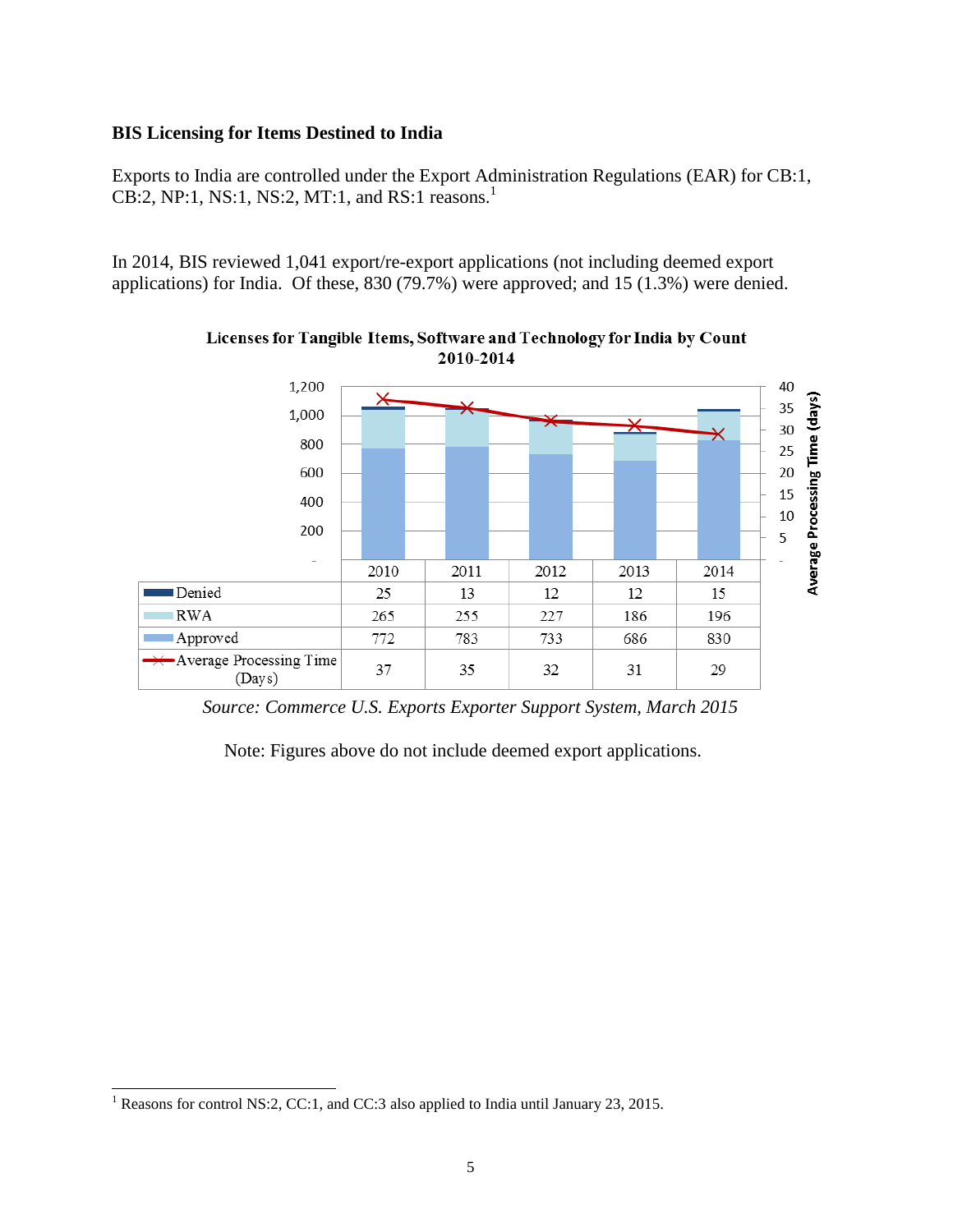**BIS Licensing for Items Destined to India**

Exports to India are controlled under the Export Administration Regulations (EAR) for CB:1, CB:2, NP:1, NS:1, NS:2, MT:1, and RS:1 reasons.[1]

In 2014, BIS reviewed 1,041 export/re-export applications (not including deemed export applications) for India. Of these, 830 (79.7%) were approved; and 15 (1.3%) were denied.

**Licenses for Tangible Items, Software and Technology for India by Count 2010-2014**

| | 2010 | 2011 | 2012 | 2013 | 2014 |
|---|---|---|---|---|---|
| Denied | 25 | 13 | 12 | 12 | 15 |
| RWA | 265 | 255 | 227 | 186 | 196 |
| Approved | 772 | 783 | 733 | 686 | 830 |
| Average Processing Time (Days) | 37 | 35 | 32 | 31 | 29 |

*Source: Commerce U.S. Exports Exporter Support System, March 2015*

Note: Figures above do not include deemed export applications.

[1] Reasons for control NS:2, CC:1, and CC:3 also applied to India until January 23, 2015.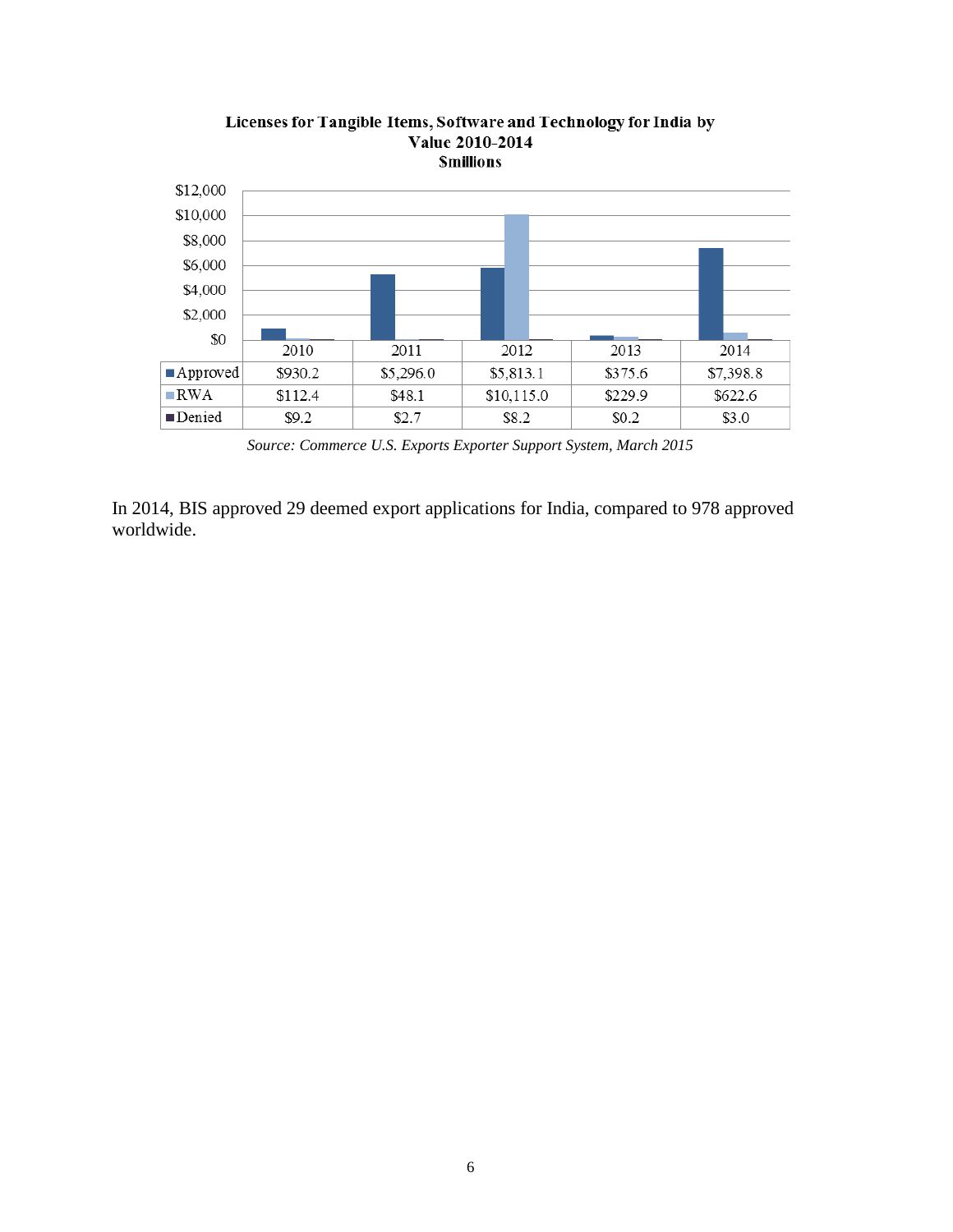**Licenses for Tangible Items, Software and Technology for India by Value 2010-2014**
**$millions**

| | 2010 | 2011 | 2012 | 2013 | 2014 |
|---|---|---|---|---|---|
| Approved | $930.2 | $5,296.0 | $5,813.1 | $375.6 | $7,398.8 |
| RWA | $112.4 | $48.1 | $10,115.0 | $229.9 | $622.6 |
| Denied | $9.2 | $2.7 | $8.2 | $0.2 | $3.0 |

*Source: Commerce U.S. Exports Exporter Support System, March 2015*

In 2014, BIS approved 29 deemed export applications for India, compared to 978 approved worldwide.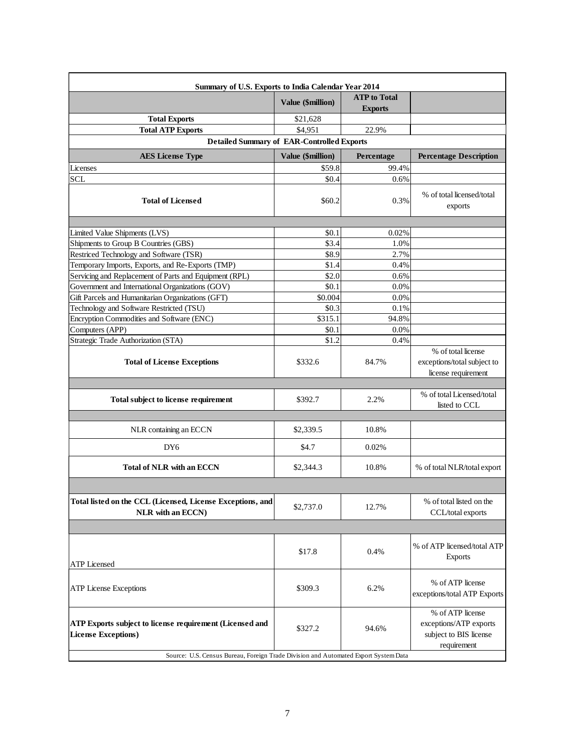| Summary of U.S. Exports to India Calendar Year 2014 | | | |
|---|---|---|---|
| | **Value ($million)** | **ATP to Total Exports** | |
| **Total Exports** | $21,628 | | |
| **Total ATP Exports** | $4,951 | 22.9% | |
| **Detailed Summary of EAR-Controlled Exports** | | | |
| **AES License Type** | **Value ($million)** | **Percentage** | **Percentage Description** |
| Licenses | $59.8 | 99.4% | |
| SCL | $0.4 | 0.6% | |
| **Total of Licensed** | $60.2 | 0.3% | % of total licensed/total exports |
| | | | |
| Limited Value Shipments (LVS) | $0.1 | 0.02% | |
| Shipments to Group B Countries (GBS) | $3.4 | 1.0% | |
| Restriced Technology and Software (TSR) | $8.9 | 2.7% | |
| Temporary Imports, Exports, and Re-Exports (TMP) | $1.4 | 0.4% | |
| Servicing and Replacement of Parts and Equipment (RPL) | $2.0 | 0.6% | |
| Government and International Organizations (GOV) | $0.1 | 0.0% | |
| Gift Parcels and Humanitarian Organizations (GFT) | $0.004 | 0.0% | |
| Technology and Software Restricted (TSU) | $0.3 | 0.1% | |
| Encryption Commodities and Software (ENC) | $315.1 | 94.8% | |
| Computers (APP) | $0.1 | 0.0% | |
| Strategic Trade Authorization (STA) | $1.2 | 0.4% | |
| **Total of License Exceptions** | $332.6 | 84.7% | % of total license exceptions/total subject to license requirement |
| | | | |
| **Total subject to license requirement** | $392.7 | 2.2% | % of total Licensed/total listed to CCL |
| | | | |
| NLR containing an ECCN | $2,339.5 | 10.8% | |
| DY6 | $4.7 | 0.02% | |
| **Total of NLR with an ECCN** | $2,344.3 | 10.8% | % of total NLR/total export |
| | | | |
| **Total listed on the CCL (Licensed, License Exceptions, and NLR with an ECCN)** | $2,737.0 | 12.7% | % of total listed on the CCL/total exports |
| | | | |
| ATP Licensed | $17.8 | 0.4% | % of ATP licensed/total ATP Exports |
| ATP License Exceptions | $309.3 | 6.2% | % of ATP license exceptions/total ATP Exports |
| **ATP Exports subject to license requirement (Licensed and License Exceptions)** | $327.2 | 94.6% | % of ATP license exceptions/ATP exports subject to BIS license requirement |
| Source: U.S. Census Bureau, Foreign Trade Division and Automated Export System Data | | | |